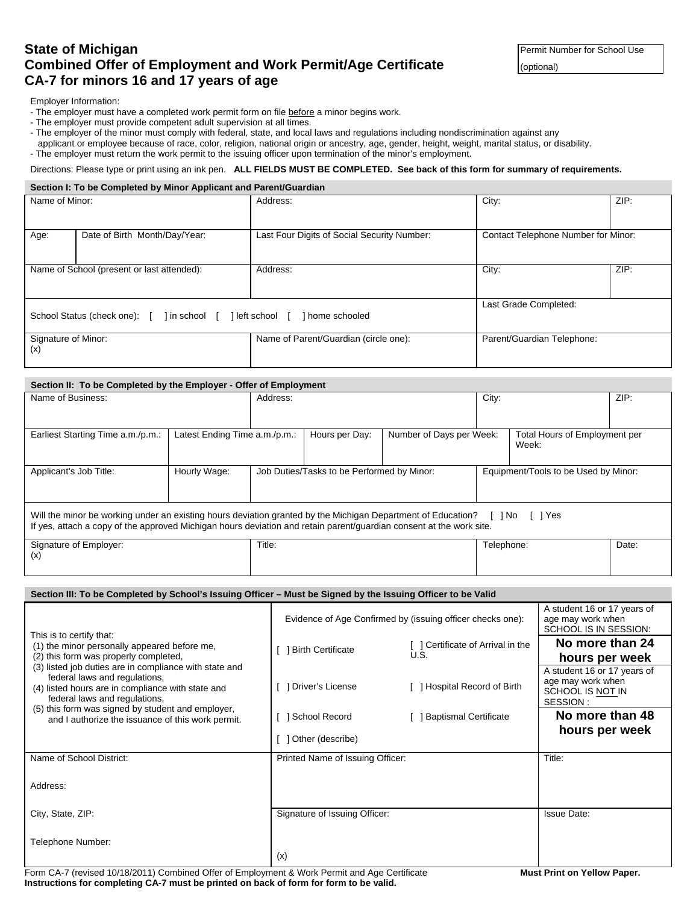# State of Michigan
# Combined Offer of Employment and Work Permit/Age Certificate
# CA-7 for minors 16 and 17 years of age

| Permit Number for School Use (optional) |
|---|
| |

Employer Information:
- The employer must have a completed work permit form on file before a minor begins work.
- The employer must provide competent adult supervision at all times.
- The employer of the minor must comply with federal, state, and local laws and regulations including nondiscrimination against any applicant or employee because of race, color, religion, national origin or ancestry, age, gender, height, weight, marital status, or disability.
- The employer must return the work permit to the issuing officer upon termination of the minor's employment.

Directions: Please type or print using an ink pen. **ALL FIELDS MUST BE COMPLETED. See back of this form for summary of requirements.**

**Section I: To be Completed by Minor Applicant and Parent/Guardian**

| | | | | |
|---|---|---|---|---|
| Name of Minor: | | Address: | City: | ZIP: |
| Age: | Date of Birth Month/Day/Year: | Last Four Digits of Social Security Number: | Contact Telephone Number for Minor: | |
| Name of School (present or last attended): | | Address: | City: | ZIP: |
| School Status (check one): [ ] in school [ ] left school [ ] home schooled | | | Last Grade Completed: | |
| Signature of Minor: (x) | | Name of Parent/Guardian (circle one): | Parent/Guardian Telephone: | |

**Section II: To be Completed by the Employer - Offer of Employment**

| | | | | | |
|---|---|---|---|---|---|
| Name of Business: | | Address: | | City: | ZIP: |
| Earliest Starting Time a.m./p.m.: | Latest Ending Time a.m./p.m.: | Hours per Day: | Number of Days per Week: | Total Hours of Employment per Week: | |
| Applicant's Job Title: | Hourly Wage: | Job Duties/Tasks to be Performed by Minor: | | Equipment/Tools to be Used by Minor: | |
| Will the minor be working under an existing hours deviation granted by the Michigan Department of Education? [ ] No [ ] Yes<br>If yes, attach a copy of the approved Michigan hours deviation and retain parent/guardian consent at the work site. | | | | | |
| Signature of Employer: (x) | | Title: | | Telephone: | Date: |

**Section III: To be Completed by School's Issuing Officer – Must be Signed by the Issuing Officer to be Valid**

| | | | |
|---|---|---|---|
| This is to certify that:<br>(1) the minor personally appeared before me,<br>(2) this form was properly completed,<br>(3) listed job duties are in compliance with state and federal laws and regulations,<br>(4) listed hours are in compliance with state and federal laws and regulations,<br>(5) this form was signed by student and employer, and I authorize the issuance of this work permit. | Evidence of Age Confirmed by (issuing officer checks one):<br>[ ] Birth Certificate<br>[ ] Driver's License<br>[ ] School Record<br>[ ] Other (describe) | [ ] Certificate of Arrival in the U.S.<br>[ ] Hospital Record of Birth<br>[ ] Baptismal Certificate | A student 16 or 17 years of age may work when SCHOOL IS IN SESSION: **No more than 24 hours per week**<br>A student 16 or 17 years of age may work when SCHOOL IS NOT IN SESSION: **No more than 48 hours per week** |
| Name of School District:<br><br>Address:<br><br>City, State, ZIP:<br><br>Telephone Number: | Printed Name of Issuing Officer:<br><br>Signature of Issuing Officer:<br>(x) | | Title:<br><br>Issue Date: |

Form CA-7 (revised 10/18/2011) Combined Offer of Employment & Work Permit and Age Certificate **Must Print on Yellow Paper.**
**Instructions for completing CA-7 must be printed on back of form for form to be valid.**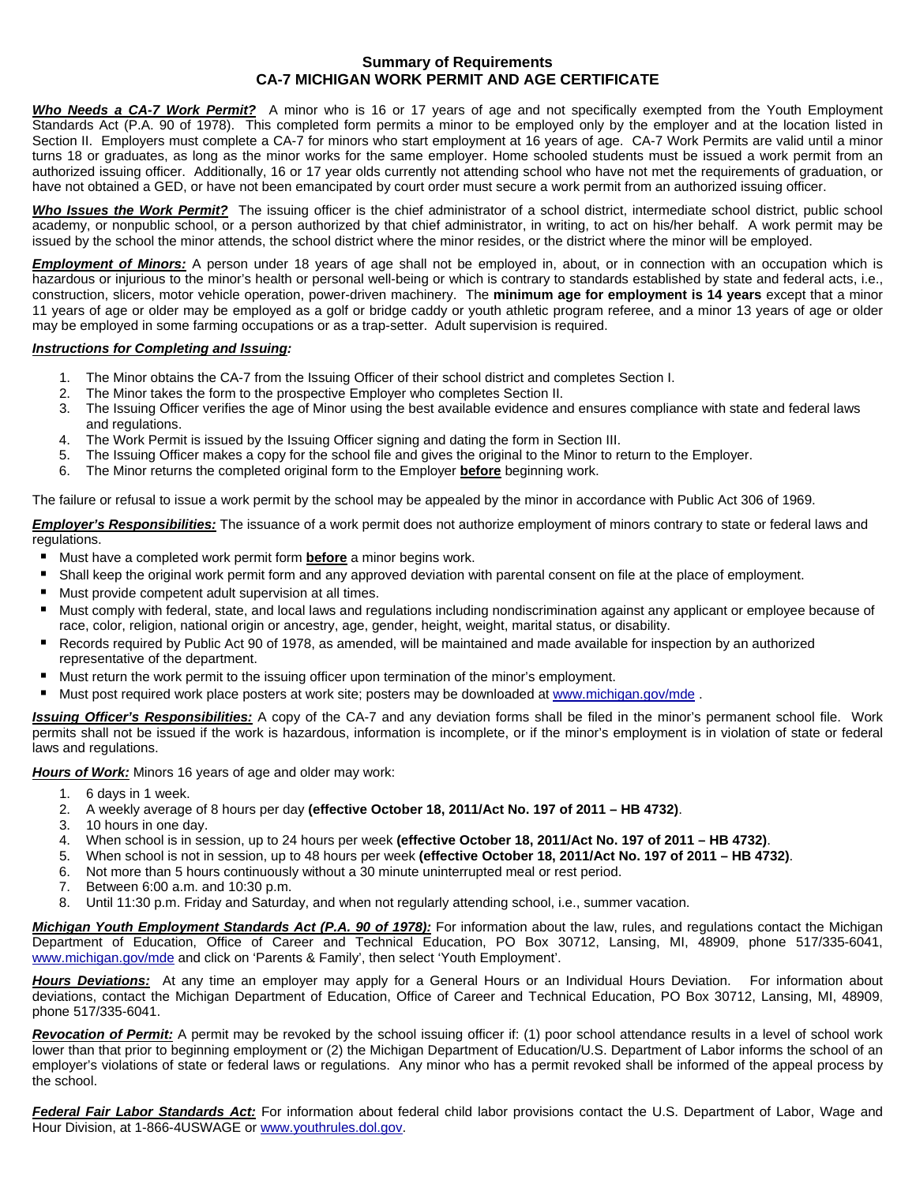# Summary of Requirements
## CA-7 MICHIGAN WORK PERMIT AND AGE CERTIFICATE

***Who Needs a CA-7 Work Permit?*** A minor who is 16 or 17 years of age and not specifically exempted from the Youth Employment Standards Act (P.A. 90 of 1978). This completed form permits a minor to be employed only by the employer and at the location listed in Section II. Employers must complete a CA-7 for minors who start employment at 16 years of age. CA-7 Work Permits are valid until a minor turns 18 or graduates, as long as the minor works for the same employer. Home schooled students must be issued a work permit from an authorized issuing officer. Additionally, 16 or 17 year olds currently not attending school who have not met the requirements of graduation, or have not obtained a GED, or have not been emancipated by court order must secure a work permit from an authorized issuing officer.

***Who Issues the Work Permit?*** The issuing officer is the chief administrator of a school district, intermediate school district, public school academy, or nonpublic school, or a person authorized by that chief administrator, in writing, to act on his/her behalf. A work permit may be issued by the school the minor attends, the school district where the minor resides, or the district where the minor will be employed.

***Employment of Minors:*** A person under 18 years of age shall not be employed in, about, or in connection with an occupation which is hazardous or injurious to the minor's health or personal well-being or which is contrary to standards established by state and federal acts, i.e., construction, slicers, motor vehicle operation, power-driven machinery. The **minimum age for employment is 14 years** except that a minor 11 years of age or older may be employed as a golf or bridge caddy or youth athletic program referee, and a minor 13 years of age or older may be employed in some farming occupations or as a trap-setter. Adult supervision is required.

***Instructions for Completing and Issuing:***

1. The Minor obtains the CA-7 from the Issuing Officer of their school district and completes Section I.
2. The Minor takes the form to the prospective Employer who completes Section II.
3. The Issuing Officer verifies the age of Minor using the best available evidence and ensures compliance with state and federal laws and regulations.
4. The Work Permit is issued by the Issuing Officer signing and dating the form in Section III.
5. The Issuing Officer makes a copy for the school file and gives the original to the Minor to return to the Employer.
6. The Minor returns the completed original form to the Employer **before** beginning work.

The failure or refusal to issue a work permit by the school may be appealed by the minor in accordance with Public Act 306 of 1969.

***Employer's Responsibilities:*** The issuance of a work permit does not authorize employment of minors contrary to state or federal laws and regulations.

- Must have a completed work permit form **before** a minor begins work.
- Shall keep the original work permit form and any approved deviation with parental consent on file at the place of employment.
- Must provide competent adult supervision at all times.
- Must comply with federal, state, and local laws and regulations including nondiscrimination against any applicant or employee because of race, color, religion, national origin or ancestry, age, gender, height, weight, marital status, or disability.
- Records required by Public Act 90 of 1978, as amended, will be maintained and made available for inspection by an authorized representative of the department.
- Must return the work permit to the issuing officer upon termination of the minor's employment.
- Must post required work place posters at work site; posters may be downloaded at www.michigan.gov/mde .

***Issuing Officer's Responsibilities:*** A copy of the CA-7 and any deviation forms shall be filed in the minor's permanent school file. Work permits shall not be issued if the work is hazardous, information is incomplete, or if the minor's employment is in violation of state or federal laws and regulations.

***Hours of Work:*** Minors 16 years of age and older may work:

1. 6 days in 1 week.
2. A weekly average of 8 hours per day **(effective October 18, 2011/Act No. 197 of 2011 – HB 4732)**.
3. 10 hours in one day.
4. When school is in session, up to 24 hours per week **(effective October 18, 2011/Act No. 197 of 2011 – HB 4732)**.
5. When school is not in session, up to 48 hours per week **(effective October 18, 2011/Act No. 197 of 2011 – HB 4732)**.
6. Not more than 5 hours continuously without a 30 minute uninterrupted meal or rest period.
7. Between 6:00 a.m. and 10:30 p.m.
8. Until 11:30 p.m. Friday and Saturday, and when not regularly attending school, i.e., summer vacation.

***Michigan Youth Employment Standards Act (P.A. 90 of 1978):*** For information about the law, rules, and regulations contact the Michigan Department of Education, Office of Career and Technical Education, PO Box 30712, Lansing, MI, 48909, phone 517/335-6041, www.michigan.gov/mde and click on 'Parents & Family', then select 'Youth Employment'.

***Hours Deviations:*** At any time an employer may apply for a General Hours or an Individual Hours Deviation. For information about deviations, contact the Michigan Department of Education, Office of Career and Technical Education, PO Box 30712, Lansing, MI, 48909, phone 517/335-6041.

***Revocation of Permit:*** A permit may be revoked by the school issuing officer if: (1) poor school attendance results in a level of school work lower than that prior to beginning employment or (2) the Michigan Department of Education/U.S. Department of Labor informs the school of an employer's violations of state or federal laws or regulations. Any minor who has a permit revoked shall be informed of the appeal process by the school.

***Federal Fair Labor Standards Act:*** For information about federal child labor provisions contact the U.S. Department of Labor, Wage and Hour Division, at 1-866-4USWAGE or www.youthrules.dol.gov.